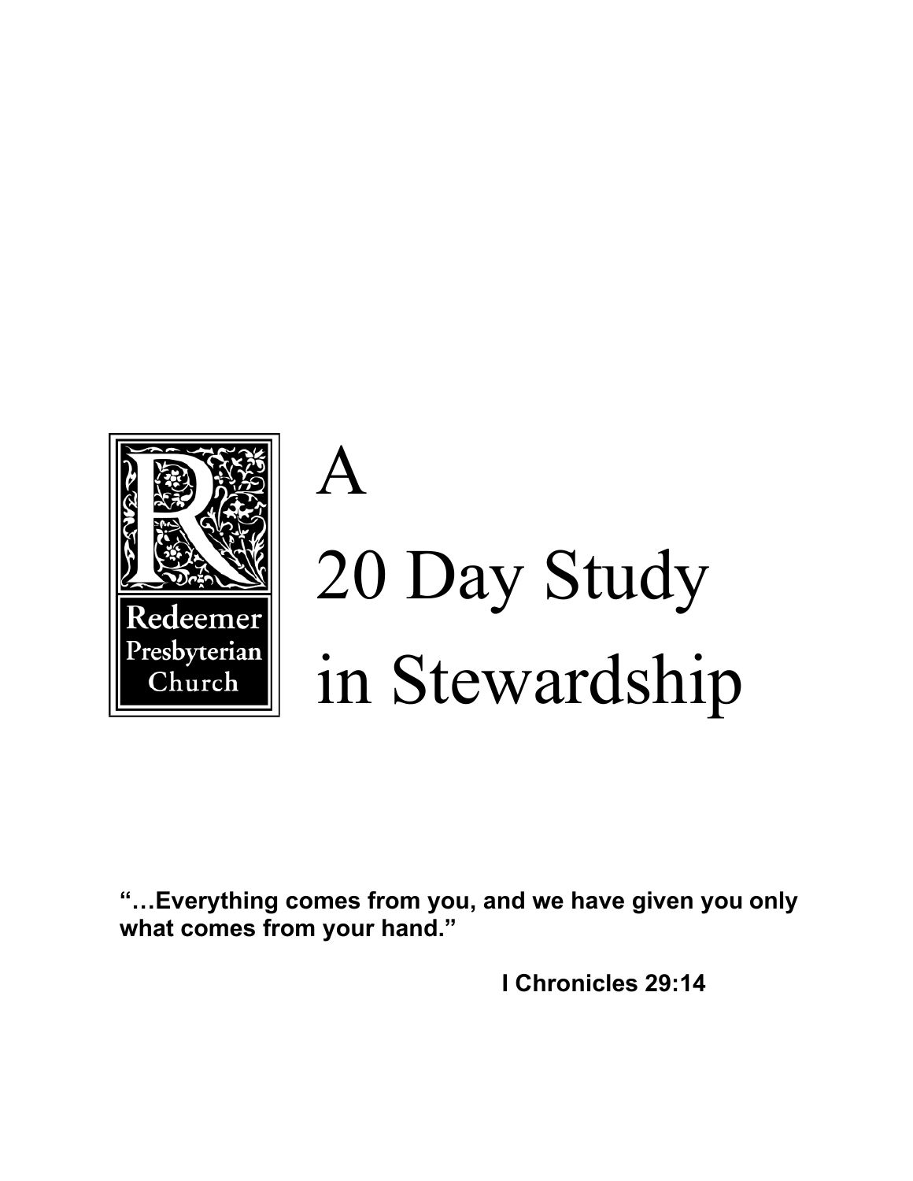Redeemer Presbyterian Church

# A 20 Day Study in Stewardship

**"…Everything comes from you, and we have given you only what comes from your hand."**

**I Chronicles 29:14**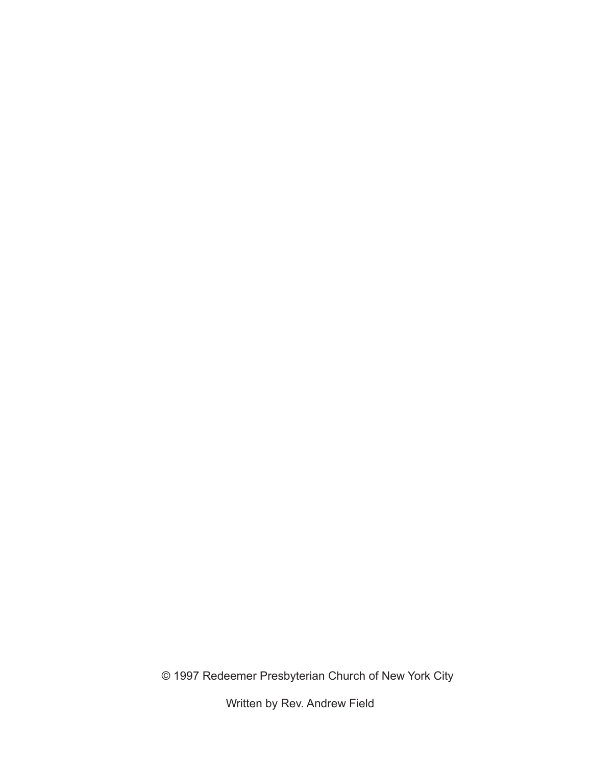© 1997 Redeemer Presbyterian Church of New York City

Written by Rev. Andrew Field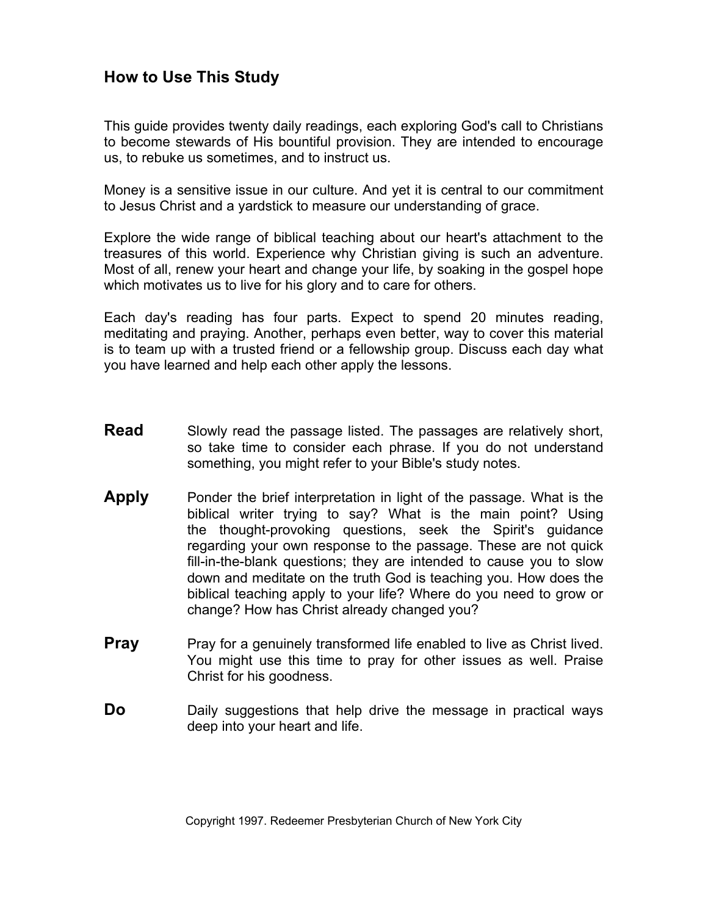## How to Use This Study

This guide provides twenty daily readings, each exploring God's call to Christians to become stewards of His bountiful provision. They are intended to encourage us, to rebuke us sometimes, and to instruct us.

Money is a sensitive issue in our culture. And yet it is central to our commitment to Jesus Christ and a yardstick to measure our understanding of grace.

Explore the wide range of biblical teaching about our heart's attachment to the treasures of this world. Experience why Christian giving is such an adventure. Most of all, renew your heart and change your life, by soaking in the gospel hope which motivates us to live for his glory and to care for others.

Each day's reading has four parts. Expect to spend 20 minutes reading, meditating and praying. Another, perhaps even better, way to cover this material is to team up with a trusted friend or a fellowship group. Discuss each day what you have learned and help each other apply the lessons.

**Read** Slowly read the passage listed. The passages are relatively short, so take time to consider each phrase. If you do not understand something, you might refer to your Bible's study notes.

**Apply** Ponder the brief interpretation in light of the passage. What is the biblical writer trying to say? What is the main point? Using the thought-provoking questions, seek the Spirit's guidance regarding your own response to the passage. These are not quick fill-in-the-blank questions; they are intended to cause you to slow down and meditate on the truth God is teaching you. How does the biblical teaching apply to your life? Where do you need to grow or change? How has Christ already changed you?

**Pray** Pray for a genuinely transformed life enabled to live as Christ lived. You might use this time to pray for other issues as well. Praise Christ for his goodness.

**Do** Daily suggestions that help drive the message in practical ways deep into your heart and life.

Copyright 1997. Redeemer Presbyterian Church of New York City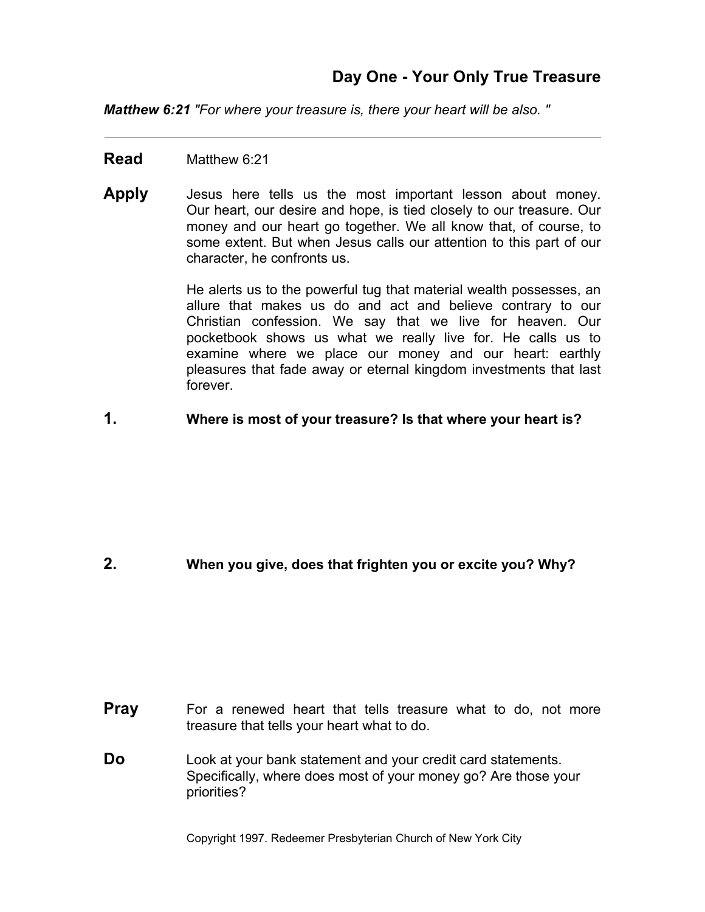## Day One - Your Only True Treasure

***Matthew 6:21*** *"For where your treasure is, there your heart will be also. "*

---

**Read** Matthew 6:21

**Apply** Jesus here tells us the most important lesson about money. Our heart, our desire and hope, is tied closely to our treasure. Our money and our heart go together. We all know that, of course, to some extent. But when Jesus calls our attention to this part of our character, he confronts us.

He alerts us to the powerful tug that material wealth possesses, an allure that makes us do and act and believe contrary to our Christian confession. We say that we live for heaven. Our pocketbook shows us what we really live for. He calls us to examine where we place our money and our heart: earthly pleasures that fade away or eternal kingdom investments that last forever.

**1. Where is most of your treasure? Is that where your heart is?**

**2. When you give, does that frighten you or excite you? Why?**

**Pray** For a renewed heart that tells treasure what to do, not more treasure that tells your heart what to do.

**Do** Look at your bank statement and your credit card statements. Specifically, where does most of your money go? Are those your priorities?

Copyright 1997. Redeemer Presbyterian Church of New York City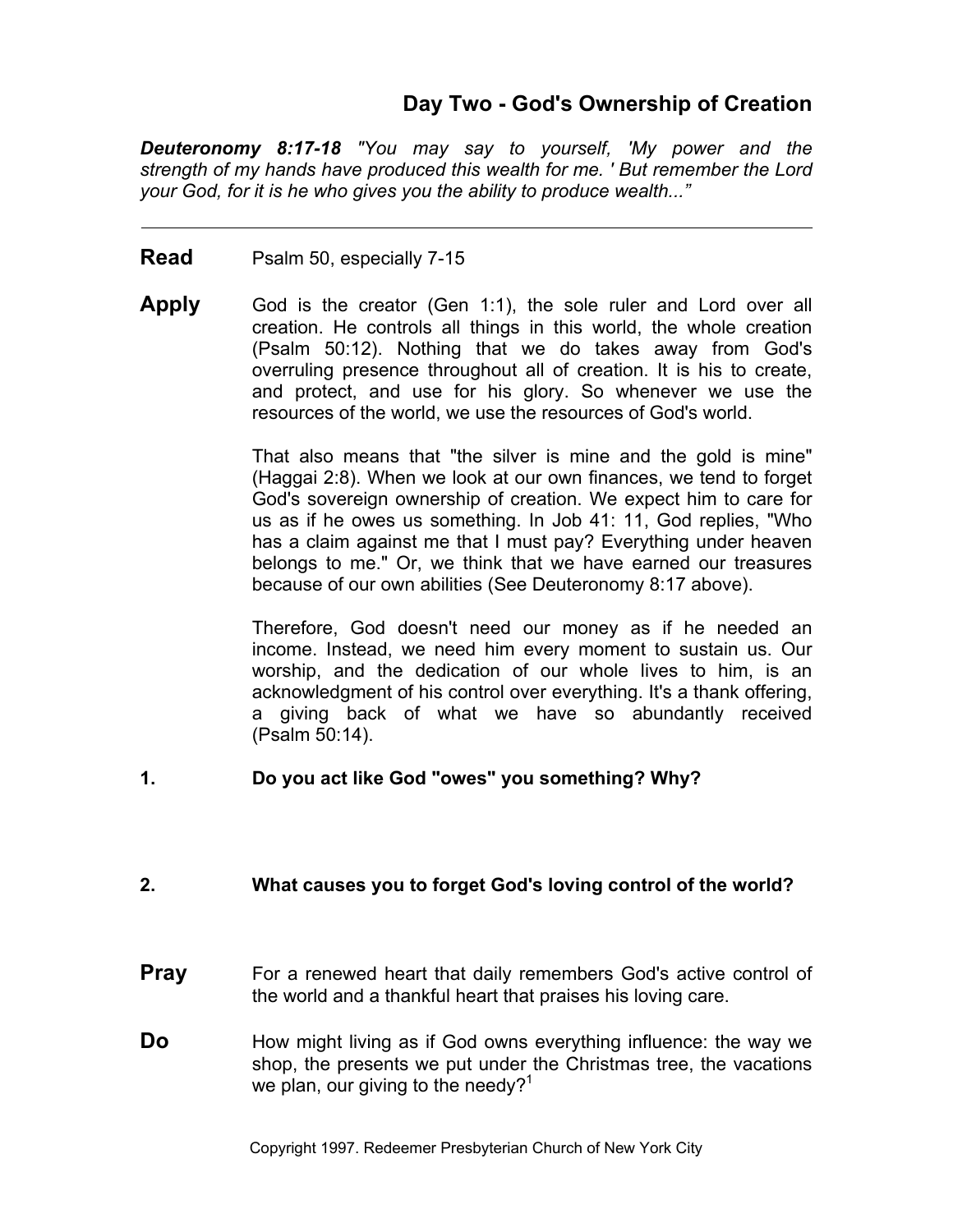## Day Two - God's Ownership of Creation

***Deuteronomy 8:17-18*** *"You may say to yourself, 'My power and the strength of my hands have produced this wealth for me. ' But remember the Lord your God, for it is he who gives you the ability to produce wealth..."*

---

**Read** Psalm 50, especially 7-15

**Apply** God is the creator (Gen 1:1), the sole ruler and Lord over all creation. He controls all things in this world, the whole creation (Psalm 50:12). Nothing that we do takes away from God's overruling presence throughout all of creation. It is his to create, and protect, and use for his glory. So whenever we use the resources of the world, we use the resources of God's world.

That also means that "the silver is mine and the gold is mine" (Haggai 2:8). When we look at our own finances, we tend to forget God's sovereign ownership of creation. We expect him to care for us as if he owes us something. In Job 41: 11, God replies, "Who has a claim against me that I must pay? Everything under heaven belongs to me." Or, we think that we have earned our treasures because of our own abilities (See Deuteronomy 8:17 above).

Therefore, God doesn't need our money as if he needed an income. Instead, we need him every moment to sustain us. Our worship, and the dedication of our whole lives to him, is an acknowledgment of his control over everything. It's a thank offering, a giving back of what we have so abundantly received (Psalm 50:14).

**1. Do you act like God "owes" you something? Why?**

**2. What causes you to forget God's loving control of the world?**

**Pray** For a renewed heart that daily remembers God's active control of the world and a thankful heart that praises his loving care.

**Do** How might living as if God owns everything influence: the way we shop, the presents we put under the Christmas tree, the vacations we plan, our giving to the needy?[1]

Copyright 1997. Redeemer Presbyterian Church of New York City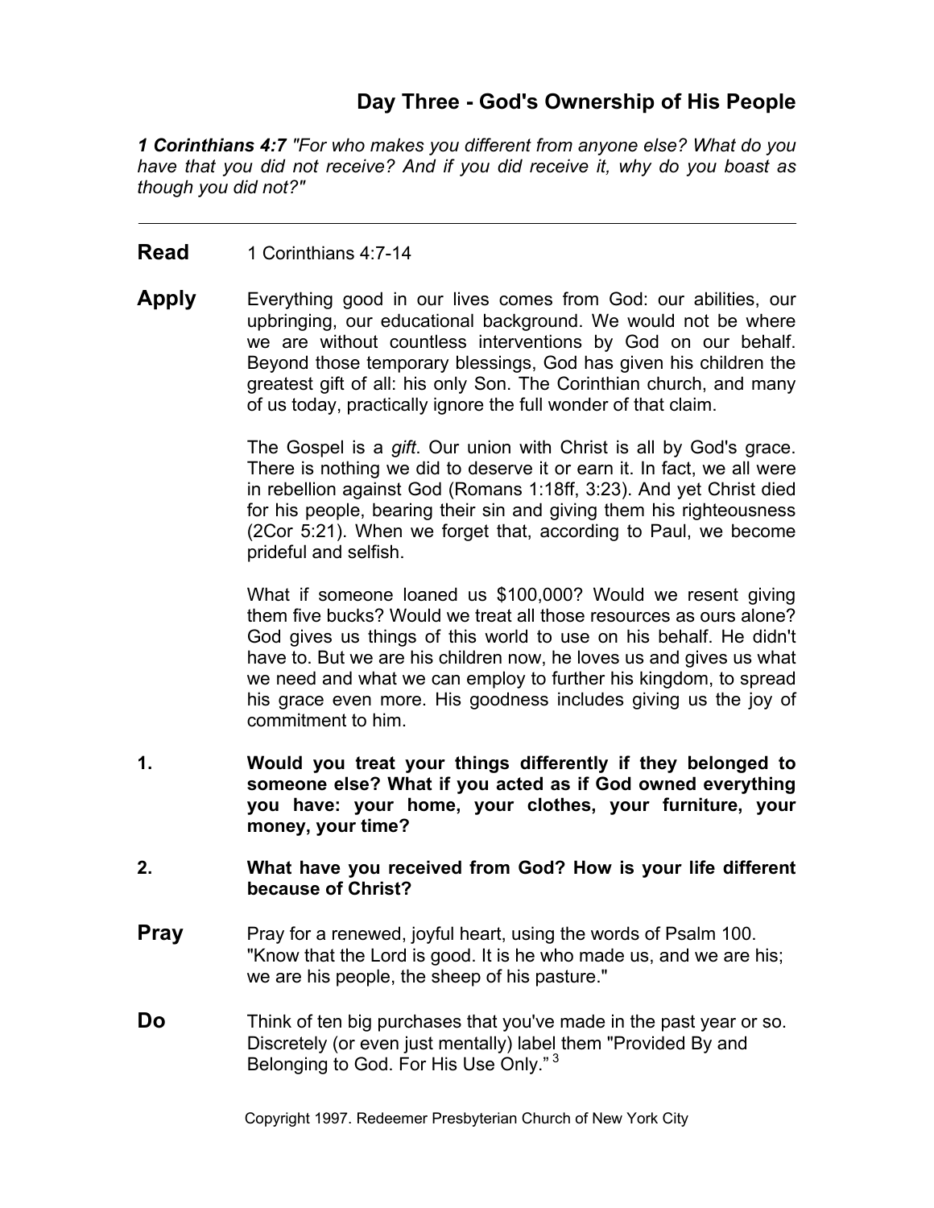## Day Three - God's Ownership of His People

***1 Corinthians 4:7*** *"For who makes you different from anyone else? What do you have that you did not receive? And if you did receive it, why do you boast as though you did not?"*

---

**Read** 1 Corinthians 4:7-14

**Apply** Everything good in our lives comes from God: our abilities, our upbringing, our educational background. We would not be where we are without countless interventions by God on our behalf. Beyond those temporary blessings, God has given his children the greatest gift of all: his only Son. The Corinthian church, and many of us today, practically ignore the full wonder of that claim.

The Gospel is a *gift*. Our union with Christ is all by God's grace. There is nothing we did to deserve it or earn it. In fact, we all were in rebellion against God (Romans 1:18ff, 3:23). And yet Christ died for his people, bearing their sin and giving them his righteousness (2Cor 5:21). When we forget that, according to Paul, we become prideful and selfish.

What if someone loaned us $100,000? Would we resent giving them five bucks? Would we treat all those resources as ours alone? God gives us things of this world to use on his behalf. He didn't have to. But we are his children now, he loves us and gives us what we need and what we can employ to further his kingdom, to spread his grace even more. His goodness includes giving us the joy of commitment to him.

1. **Would you treat your things differently if they belonged to someone else? What if you acted as if God owned everything you have: your home, your clothes, your furniture, your money, your time?**

2. **What have you received from God? How is your life different because of Christ?**

**Pray** Pray for a renewed, joyful heart, using the words of Psalm 100. "Know that the Lord is good. It is he who made us, and we are his; we are his people, the sheep of his pasture."

**Do** Think of ten big purchases that you've made in the past year or so. Discretely (or even just mentally) label them "Provided By and Belonging to God. For His Use Only." [3]

Copyright 1997. Redeemer Presbyterian Church of New York City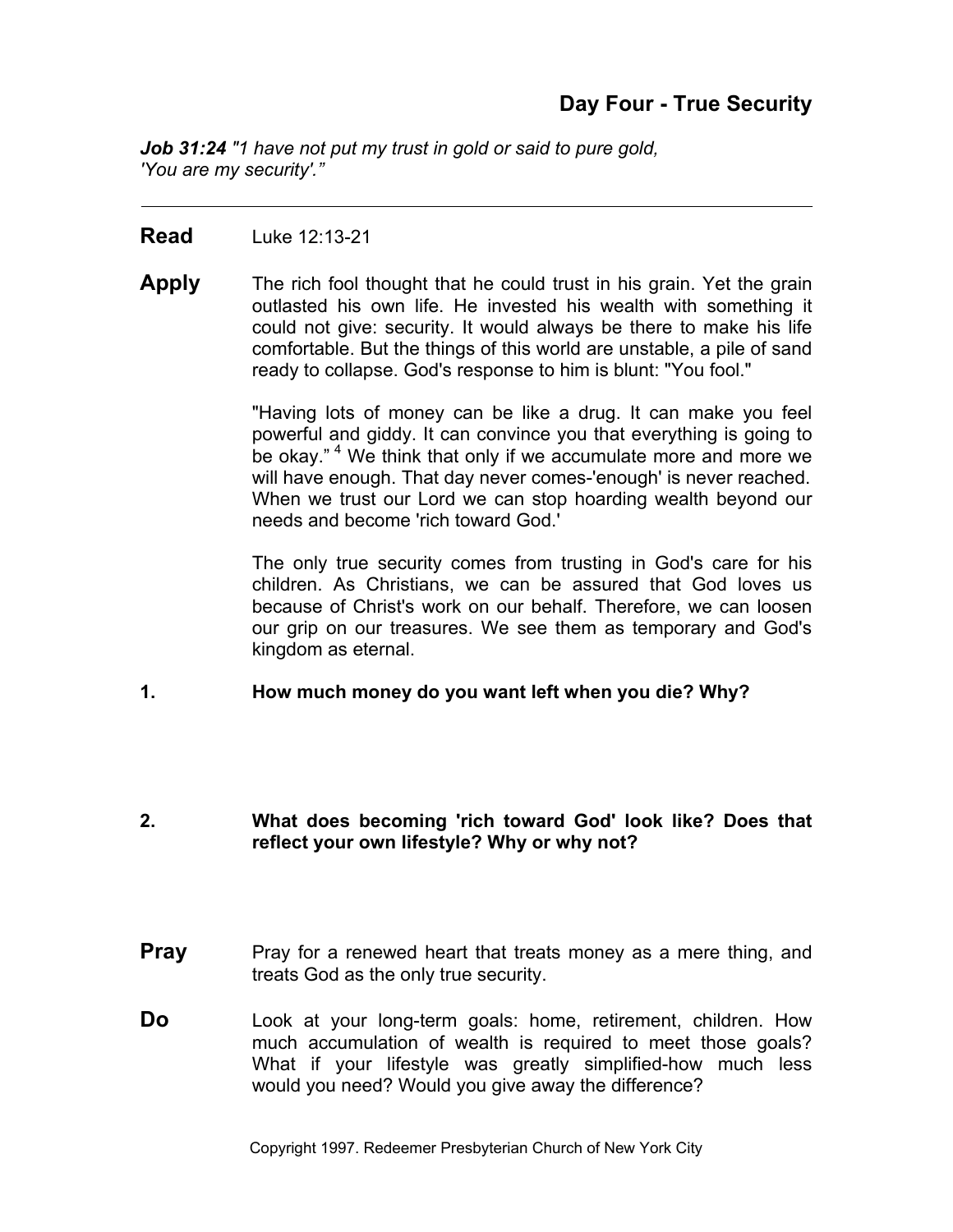## Day Four - True Security

***Job 31:24*** *"1 have not put my trust in gold or said to pure gold, 'You are my security'."*

---

**Read** Luke 12:13-21

**Apply** The rich fool thought that he could trust in his grain. Yet the grain outlasted his own life. He invested his wealth with something it could not give: security. It would always be there to make his life comfortable. But the things of this world are unstable, a pile of sand ready to collapse. God's response to him is blunt: "You fool."

"Having lots of money can be like a drug. It can make you feel powerful and giddy. It can convince you that everything is going to be okay." [4] We think that only if we accumulate more and more we will have enough. That day never comes-'enough' is never reached. When we trust our Lord we can stop hoarding wealth beyond our needs and become 'rich toward God.'

The only true security comes from trusting in God's care for his children. As Christians, we can be assured that God loves us because of Christ's work on our behalf. Therefore, we can loosen our grip on our treasures. We see them as temporary and God's kingdom as eternal.

**1. How much money do you want left when you die? Why?**

**2. What does becoming 'rich toward God' look like? Does that reflect your own lifestyle? Why or why not?**

**Pray** Pray for a renewed heart that treats money as a mere thing, and treats God as the only true security.

**Do** Look at your long-term goals: home, retirement, children. How much accumulation of wealth is required to meet those goals? What if your lifestyle was greatly simplified-how much less would you need? Would you give away the difference?

Copyright 1997. Redeemer Presbyterian Church of New York City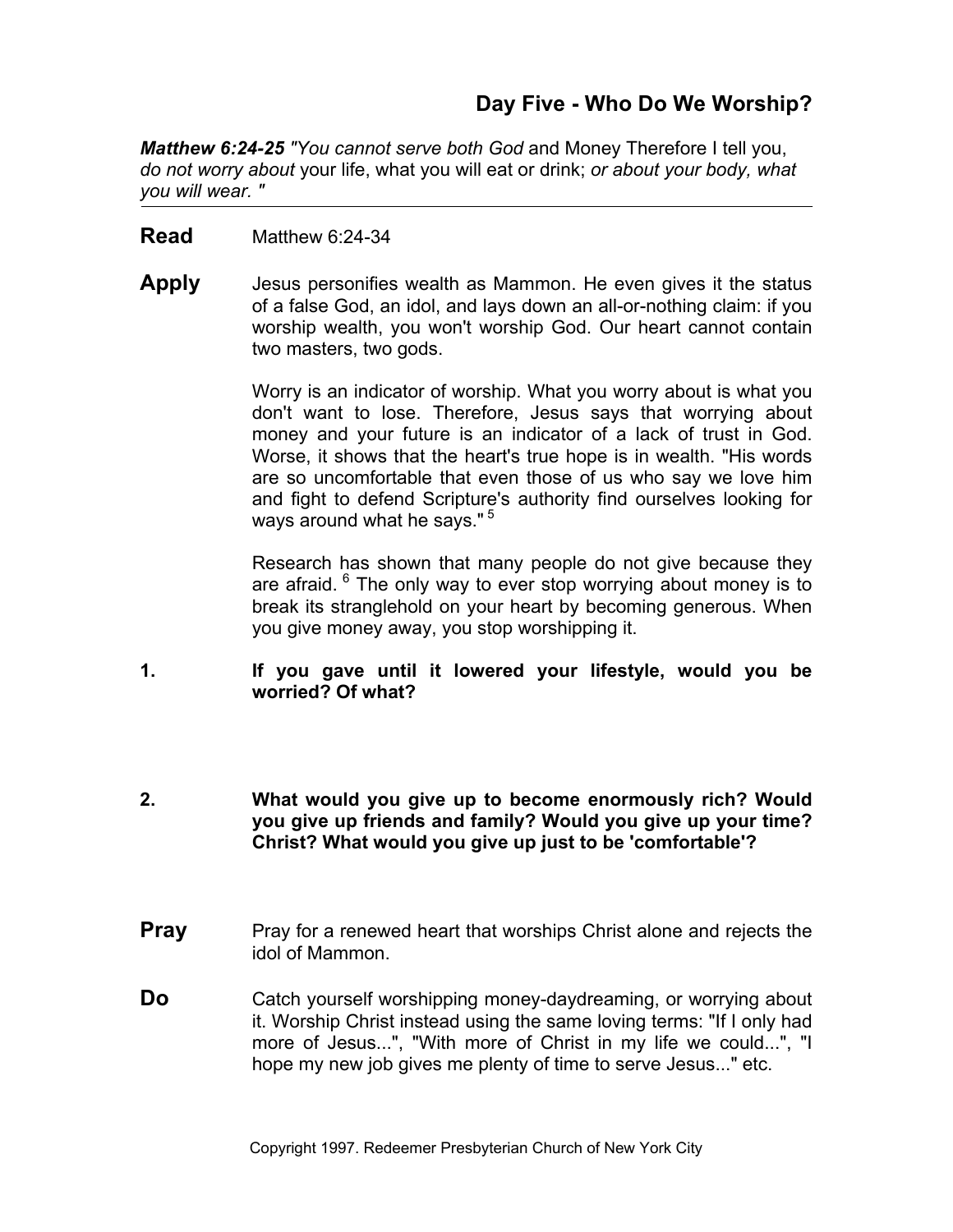## Day Five - Who Do We Worship?

***Matthew 6:24-25*** *"You cannot serve both God* and Money Therefore I tell you, *do not worry about* your life, what you will eat or drink; *or about your body, what you will wear. "*

---

**Read** Matthew 6:24-34

**Apply** Jesus personifies wealth as Mammon. He even gives it the status of a false God, an idol, and lays down an all-or-nothing claim: if you worship wealth, you won't worship God. Our heart cannot contain two masters, two gods.

Worry is an indicator of worship. What you worry about is what you don't want to lose. Therefore, Jesus says that worrying about money and your future is an indicator of a lack of trust in God. Worse, it shows that the heart's true hope is in wealth. "His words are so uncomfortable that even those of us who say we love him and fight to defend Scripture's authority find ourselves looking for ways around what he says." [5]

Research has shown that many people do not give because they are afraid. [6] The only way to ever stop worrying about money is to break its stranglehold on your heart by becoming generous. When you give money away, you stop worshipping it.

1. **If you gave until it lowered your lifestyle, would you be worried? Of what?**

2. **What would you give up to become enormously rich? Would you give up friends and family? Would you give up your time? Christ? What would you give up just to be 'comfortable'?**

**Pray** Pray for a renewed heart that worships Christ alone and rejects the idol of Mammon.

**Do** Catch yourself worshipping money-daydreaming, or worrying about it. Worship Christ instead using the same loving terms: "If I only had more of Jesus...", "With more of Christ in my life we could...", "I hope my new job gives me plenty of time to serve Jesus..." etc.

Copyright 1997. Redeemer Presbyterian Church of New York City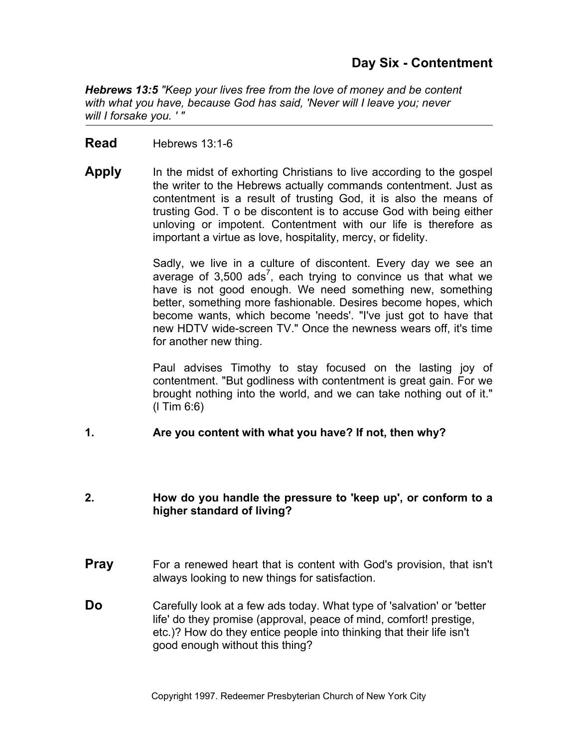## Day Six - Contentment

***Hebrews 13:5*** *"Keep your lives free from the love of money and be content with what you have, because God has said, 'Never will I leave you; never will I forsake you. ' "*

---

**Read** Hebrews 13:1-6

**Apply** In the midst of exhorting Christians to live according to the gospel the writer to the Hebrews actually commands contentment. Just as contentment is a result of trusting God, it is also the means of trusting God. T o be discontent is to accuse God with being either unloving or impotent. Contentment with our life is therefore as important a virtue as love, hospitality, mercy, or fidelity.

Sadly, we live in a culture of discontent. Every day we see an average of 3,500 ads[7], each trying to convince us that what we have is not good enough. We need something new, something better, something more fashionable. Desires become hopes, which become wants, which become 'needs'. "I've just got to have that new HDTV wide-screen TV." Once the newness wears off, it's time for another new thing.

Paul advises Timothy to stay focused on the lasting joy of contentment. "But godliness with contentment is great gain. For we brought nothing into the world, and we can take nothing out of it." (I Tim 6:6)

**1. Are you content with what you have? If not, then why?**

**2. How do you handle the pressure to 'keep up', or conform to a higher standard of living?**

**Pray** For a renewed heart that is content with God's provision, that isn't always looking to new things for satisfaction.

**Do** Carefully look at a few ads today. What type of 'salvation' or 'better life' do they promise (approval, peace of mind, comfort! prestige, etc.)? How do they entice people into thinking that their life isn't good enough without this thing?

Copyright 1997. Redeemer Presbyterian Church of New York City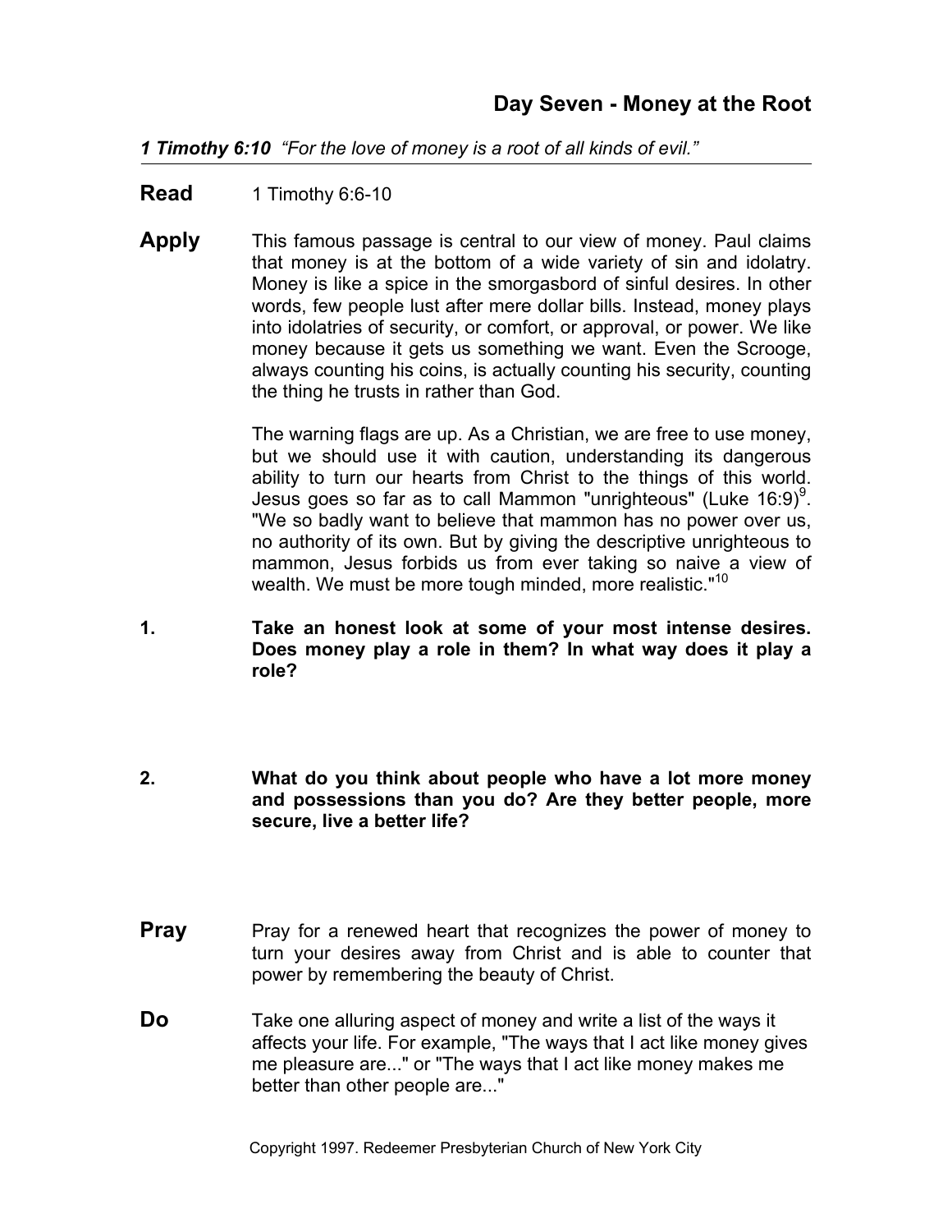## Day Seven - Money at the Root

***1 Timothy 6:10*** *"For the love of money is a root of all kinds of evil."*

---

**Read** 1 Timothy 6:6-10

**Apply** This famous passage is central to our view of money. Paul claims that money is at the bottom of a wide variety of sin and idolatry. Money is like a spice in the smorgasbord of sinful desires. In other words, few people lust after mere dollar bills. Instead, money plays into idolatries of security, or comfort, or approval, or power. We like money because it gets us something we want. Even the Scrooge, always counting his coins, is actually counting his security, counting the thing he trusts in rather than God.

The warning flags are up. As a Christian, we are free to use money, but we should use it with caution, understanding its dangerous ability to turn our hearts from Christ to the things of this world. Jesus goes so far as to call Mammon "unrighteous" (Luke 16:9)[9]. "We so badly want to believe that mammon has no power over us, no authority of its own. But by giving the descriptive unrighteous to mammon, Jesus forbids us from ever taking so naive a view of wealth. We must be more tough minded, more realistic."[10]

**1. Take an honest look at some of your most intense desires. Does money play a role in them? In what way does it play a role?**

**2. What do you think about people who have a lot more money and possessions than you do? Are they better people, more secure, live a better life?**

**Pray** Pray for a renewed heart that recognizes the power of money to turn your desires away from Christ and is able to counter that power by remembering the beauty of Christ.

**Do** Take one alluring aspect of money and write a list of the ways it affects your life. For example, "The ways that I act like money gives me pleasure are..." or "The ways that I act like money makes me better than other people are..."

Copyright 1997. Redeemer Presbyterian Church of New York City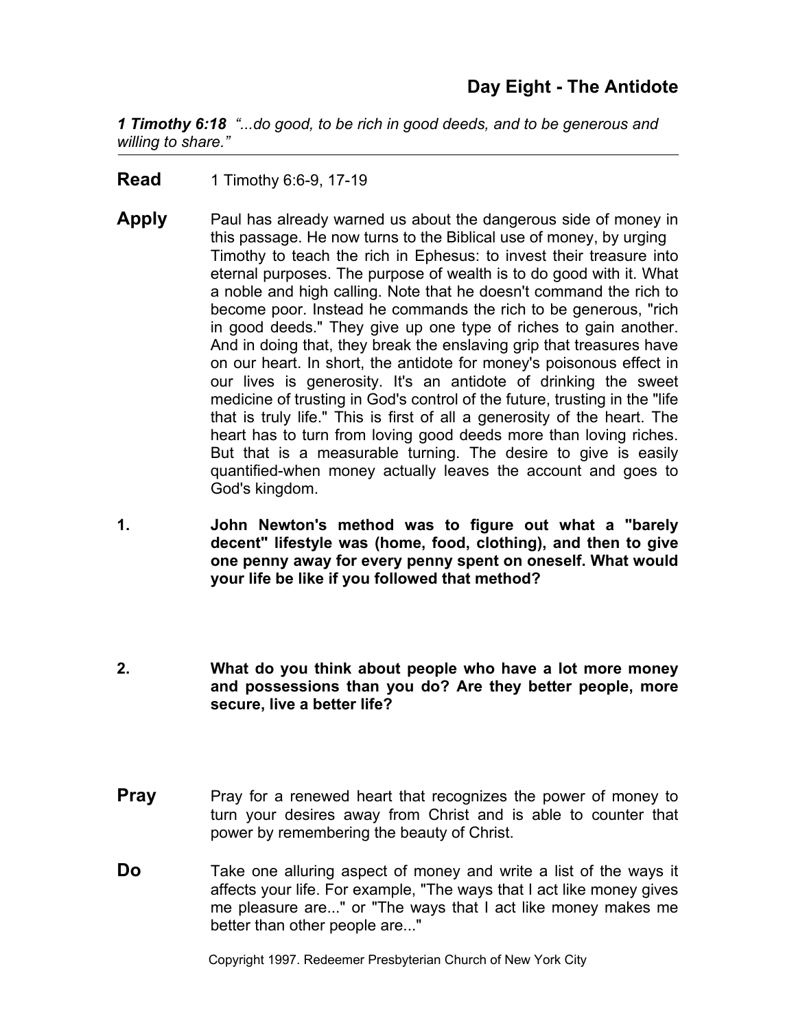## Day Eight - The Antidote

***1 Timothy 6:18*** *"...do good, to be rich in good deeds, and to be generous and willing to share."*

---

**Read** 1 Timothy 6:6-9, 17-19

**Apply** Paul has already warned us about the dangerous side of money in this passage. He now turns to the Biblical use of money, by urging Timothy to teach the rich in Ephesus: to invest their treasure into eternal purposes. The purpose of wealth is to do good with it. What a noble and high calling. Note that he doesn't command the rich to become poor. Instead he commands the rich to be generous, "rich in good deeds." They give up one type of riches to gain another. And in doing that, they break the enslaving grip that treasures have on our heart. In short, the antidote for money's poisonous effect in our lives is generosity. It's an antidote of drinking the sweet medicine of trusting in God's control of the future, trusting in the "life that is truly life." This is first of all a generosity of the heart. The heart has to turn from loving good deeds more than loving riches. But that is a measurable turning. The desire to give is easily quantified-when money actually leaves the account and goes to God's kingdom.

1. **John Newton's method was to figure out what a "barely decent" lifestyle was (home, food, clothing), and then to give one penny away for every penny spent on oneself. What would your life be like if you followed that method?**

2. **What do you think about people who have a lot more money and possessions than you do? Are they better people, more secure, live a better life?**

**Pray** Pray for a renewed heart that recognizes the power of money to turn your desires away from Christ and is able to counter that power by remembering the beauty of Christ.

**Do** Take one alluring aspect of money and write a list of the ways it affects your life. For example, "The ways that I act like money gives me pleasure are..." or "The ways that I act like money makes me better than other people are..."

Copyright 1997. Redeemer Presbyterian Church of New York City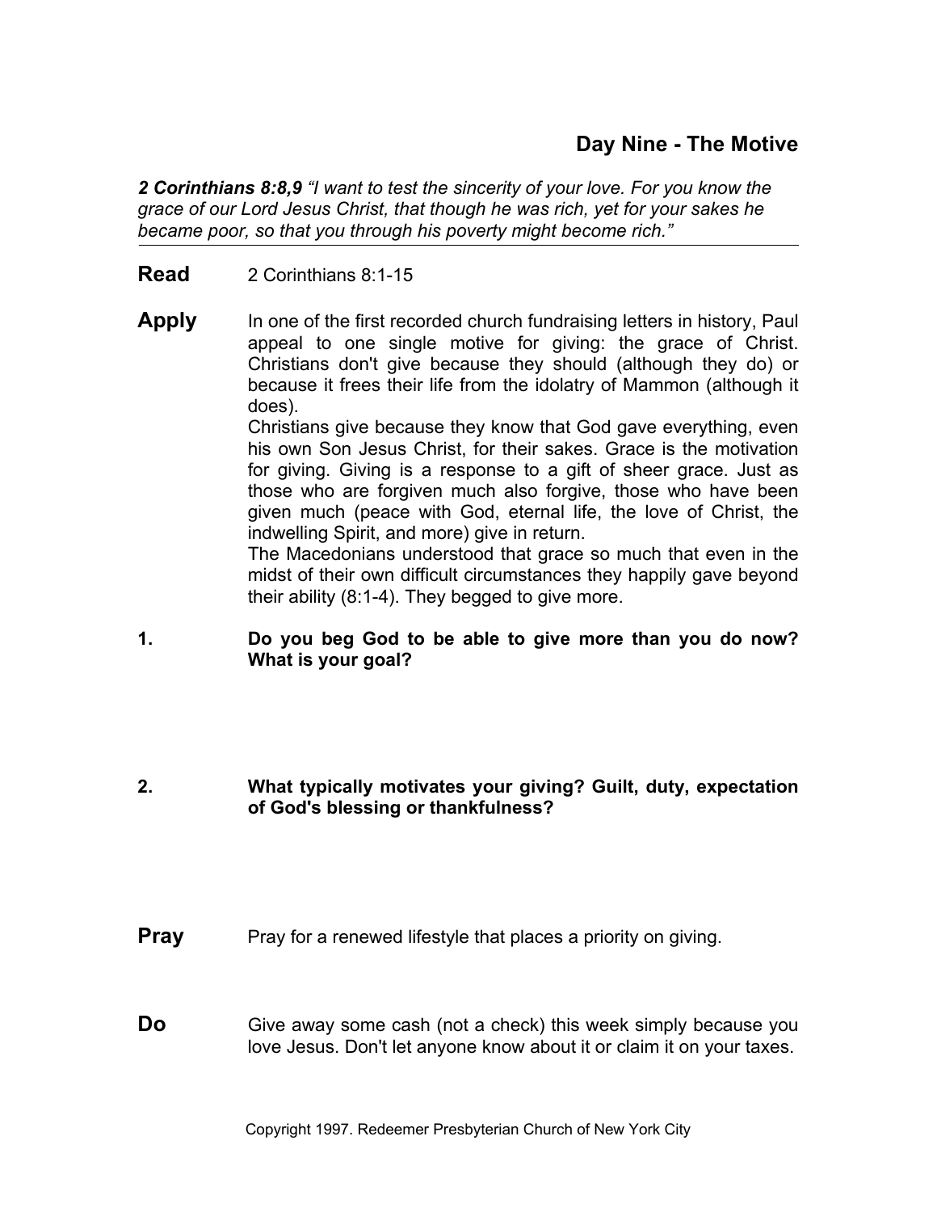## Day Nine - The Motive

***2 Corinthians 8:8,9*** *"I want to test the sincerity of your love. For you know the grace of our Lord Jesus Christ, that though he was rich, yet for your sakes he became poor, so that you through his poverty might become rich."*

---

**Read** 2 Corinthians 8:1-15

**Apply** In one of the first recorded church fundraising letters in history, Paul appeal to one single motive for giving: the grace of Christ. Christians don't give because they should (although they do) or because it frees their life from the idolatry of Mammon (although it does).

Christians give because they know that God gave everything, even his own Son Jesus Christ, for their sakes. Grace is the motivation for giving. Giving is a response to a gift of sheer grace. Just as those who are forgiven much also forgive, those who have been given much (peace with God, eternal life, the love of Christ, the indwelling Spirit, and more) give in return.

The Macedonians understood that grace so much that even in the midst of their own difficult circumstances they happily gave beyond their ability (8:1-4). They begged to give more.

1. **Do you beg God to be able to give more than you do now? What is your goal?**

2. **What typically motivates your giving? Guilt, duty, expectation of God's blessing or thankfulness?**

**Pray** Pray for a renewed lifestyle that places a priority on giving.

**Do** Give away some cash (not a check) this week simply because you love Jesus. Don't let anyone know about it or claim it on your taxes.

Copyright 1997. Redeemer Presbyterian Church of New York City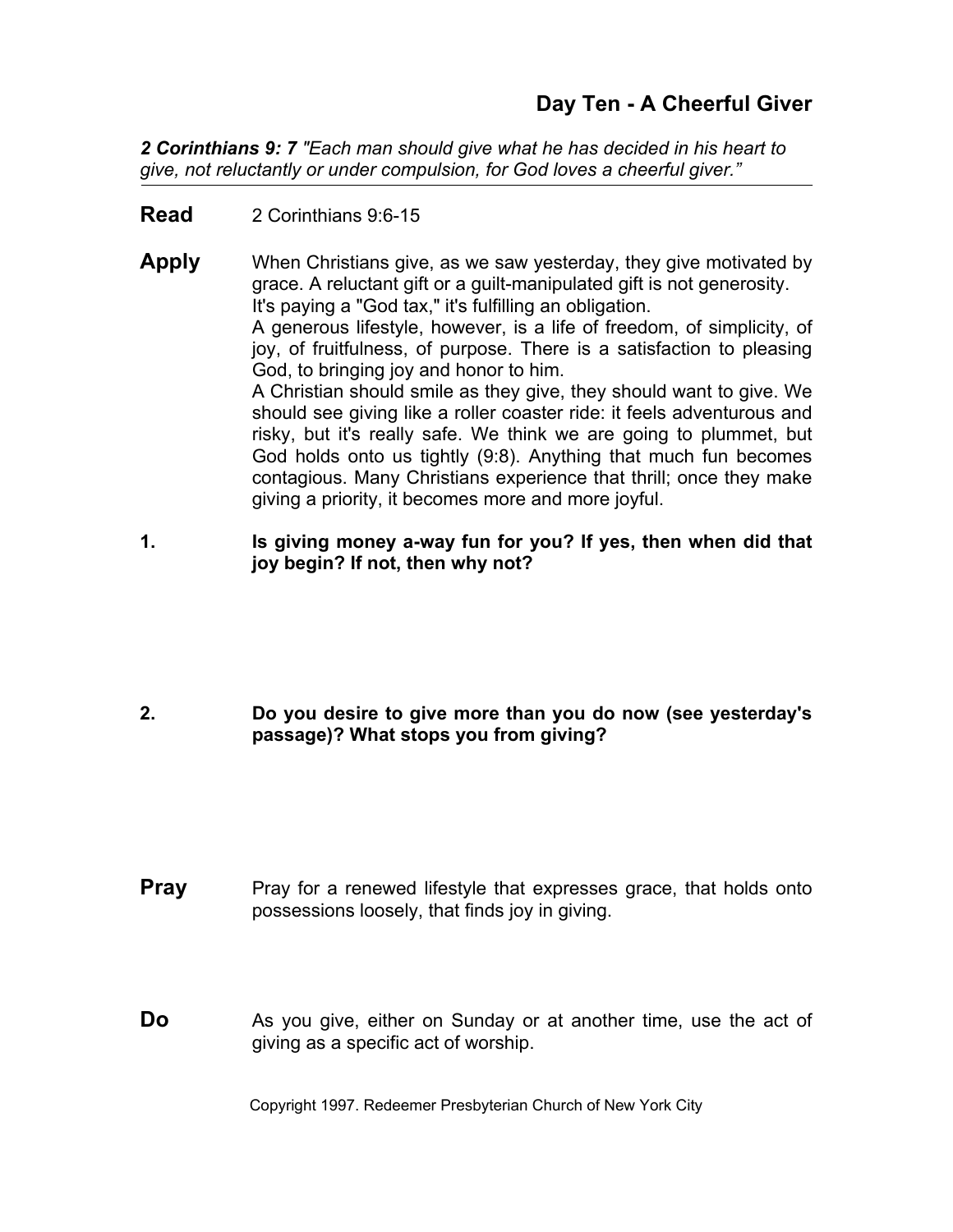## Day Ten - A Cheerful Giver

***2 Corinthians 9: 7*** *"Each man should give what he has decided in his heart to give, not reluctantly or under compulsion, for God loves a cheerful giver."*

---

**Read** 2 Corinthians 9:6-15

**Apply** When Christians give, as we saw yesterday, they give motivated by grace. A reluctant gift or a guilt-manipulated gift is not generosity. It's paying a "God tax," it's fulfilling an obligation.

A generous lifestyle, however, is a life of freedom, of simplicity, of joy, of fruitfulness, of purpose. There is a satisfaction to pleasing God, to bringing joy and honor to him.

A Christian should smile as they give, they should want to give. We should see giving like a roller coaster ride: it feels adventurous and risky, but it's really safe. We think we are going to plummet, but God holds onto us tightly (9:8). Anything that much fun becomes contagious. Many Christians experience that thrill; once they make giving a priority, it becomes more and more joyful.

**1. Is giving money a-way fun for you? If yes, then when did that joy begin? If not, then why not?**

**2. Do you desire to give more than you do now (see yesterday's passage)? What stops you from giving?**

**Pray** Pray for a renewed lifestyle that expresses grace, that holds onto possessions loosely, that finds joy in giving.

**Do** As you give, either on Sunday or at another time, use the act of giving as a specific act of worship.

Copyright 1997. Redeemer Presbyterian Church of New York City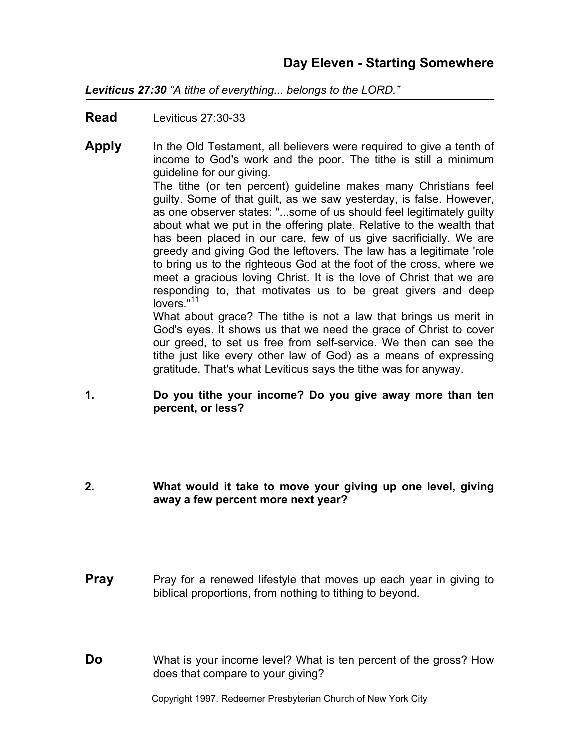## Day Eleven - Starting Somewhere

***Leviticus 27:30*** *“A tithe of everything... belongs to the LORD.”*

---

**Read** Leviticus 27:30-33

**Apply** In the Old Testament, all believers were required to give a tenth of income to God's work and the poor. The tithe is still a minimum guideline for our giving.

The tithe (or ten percent) guideline makes many Christians feel guilty. Some of that guilt, as we saw yesterday, is false. However, as one observer states: "...some of us should feel legitimately guilty about what we put in the offering plate. Relative to the wealth that has been placed in our care, few of us give sacrificially. We are greedy and giving God the leftovers. The law has a legitimate 'role to bring us to the righteous God at the foot of the cross, where we meet a gracious loving Christ. It is the love of Christ that we are responding to, that motivates us to be great givers and deep lovers."[11]

What about grace? The tithe is not a law that brings us merit in God's eyes. It shows us that we need the grace of Christ to cover our greed, to set us free from self-service. We then can see the tithe just like every other law of God) as a means of expressing gratitude. That's what Leviticus says the tithe was for anyway.

**1. Do you tithe your income? Do you give away more than ten percent, or less?**

**2. What would it take to move your giving up one level, giving away a few percent more next year?**

**Pray** Pray for a renewed lifestyle that moves up each year in giving to biblical proportions, from nothing to tithing to beyond.

**Do** What is your income level? What is ten percent of the gross? How does that compare to your giving?

Copyright 1997. Redeemer Presbyterian Church of New York City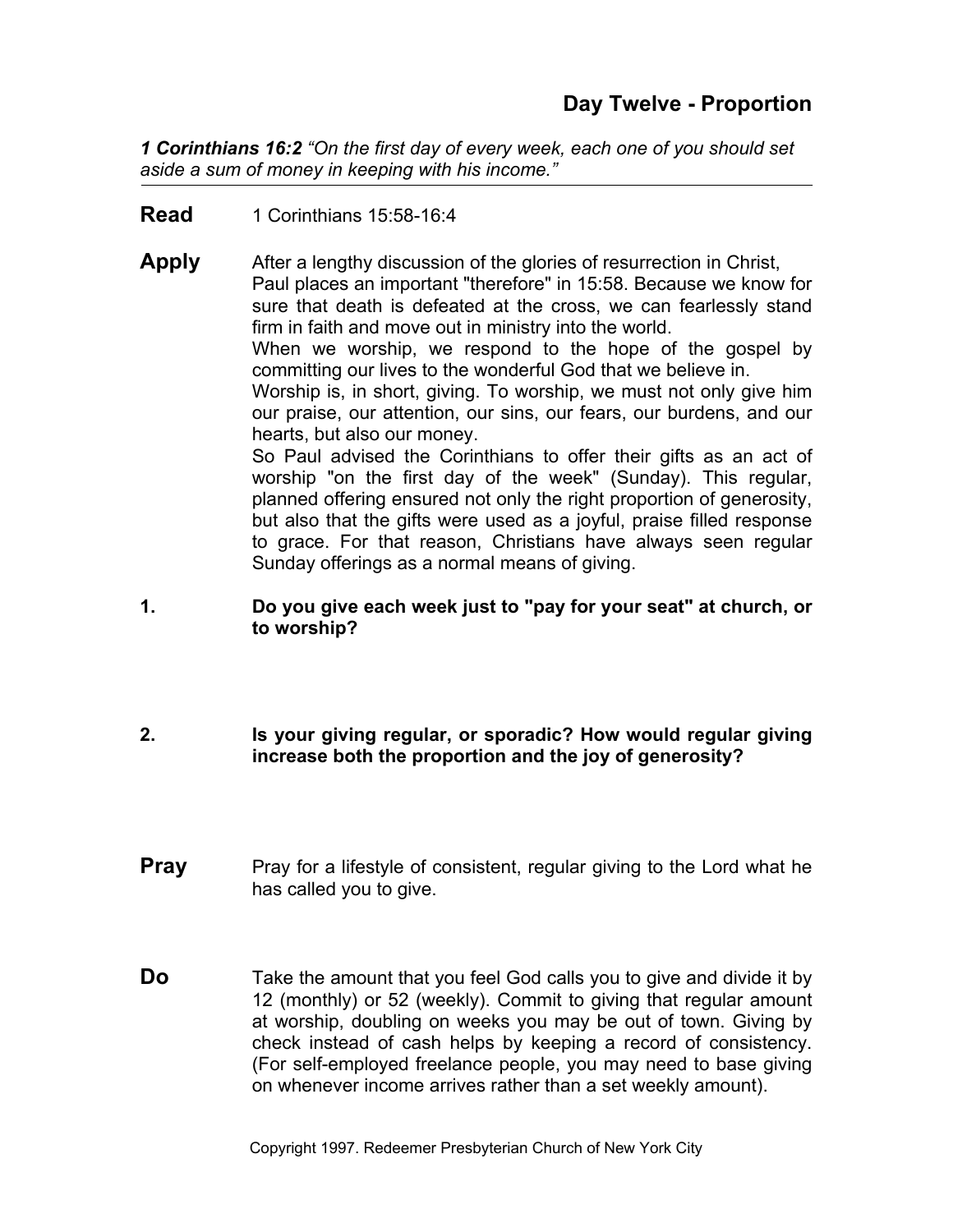## Day Twelve - Proportion

***1 Corinthians 16:2*** *"On the first day of every week, each one of you should set aside a sum of money in keeping with his income."*

---

**Read** 1 Corinthians 15:58-16:4

**Apply** After a lengthy discussion of the glories of resurrection in Christ, Paul places an important "therefore" in 15:58. Because we know for sure that death is defeated at the cross, we can fearlessly stand firm in faith and move out in ministry into the world.
When we worship, we respond to the hope of the gospel by committing our lives to the wonderful God that we believe in.
Worship is, in short, giving. To worship, we must not only give him our praise, our attention, our sins, our fears, our burdens, and our hearts, but also our money.
So Paul advised the Corinthians to offer their gifts as an act of worship "on the first day of the week" (Sunday). This regular, planned offering ensured not only the right proportion of generosity, but also that the gifts were used as a joyful, praise filled response to grace. For that reason, Christians have always seen regular Sunday offerings as a normal means of giving.

**1. Do you give each week just to "pay for your seat" at church, or to worship?**

**2. Is your giving regular, or sporadic? How would regular giving increase both the proportion and the joy of generosity?**

**Pray** Pray for a lifestyle of consistent, regular giving to the Lord what he has called you to give.

**Do** Take the amount that you feel God calls you to give and divide it by 12 (monthly) or 52 (weekly). Commit to giving that regular amount at worship, doubling on weeks you may be out of town. Giving by check instead of cash helps by keeping a record of consistency. (For self-employed freelance people, you may need to base giving on whenever income arrives rather than a set weekly amount).

Copyright 1997. Redeemer Presbyterian Church of New York City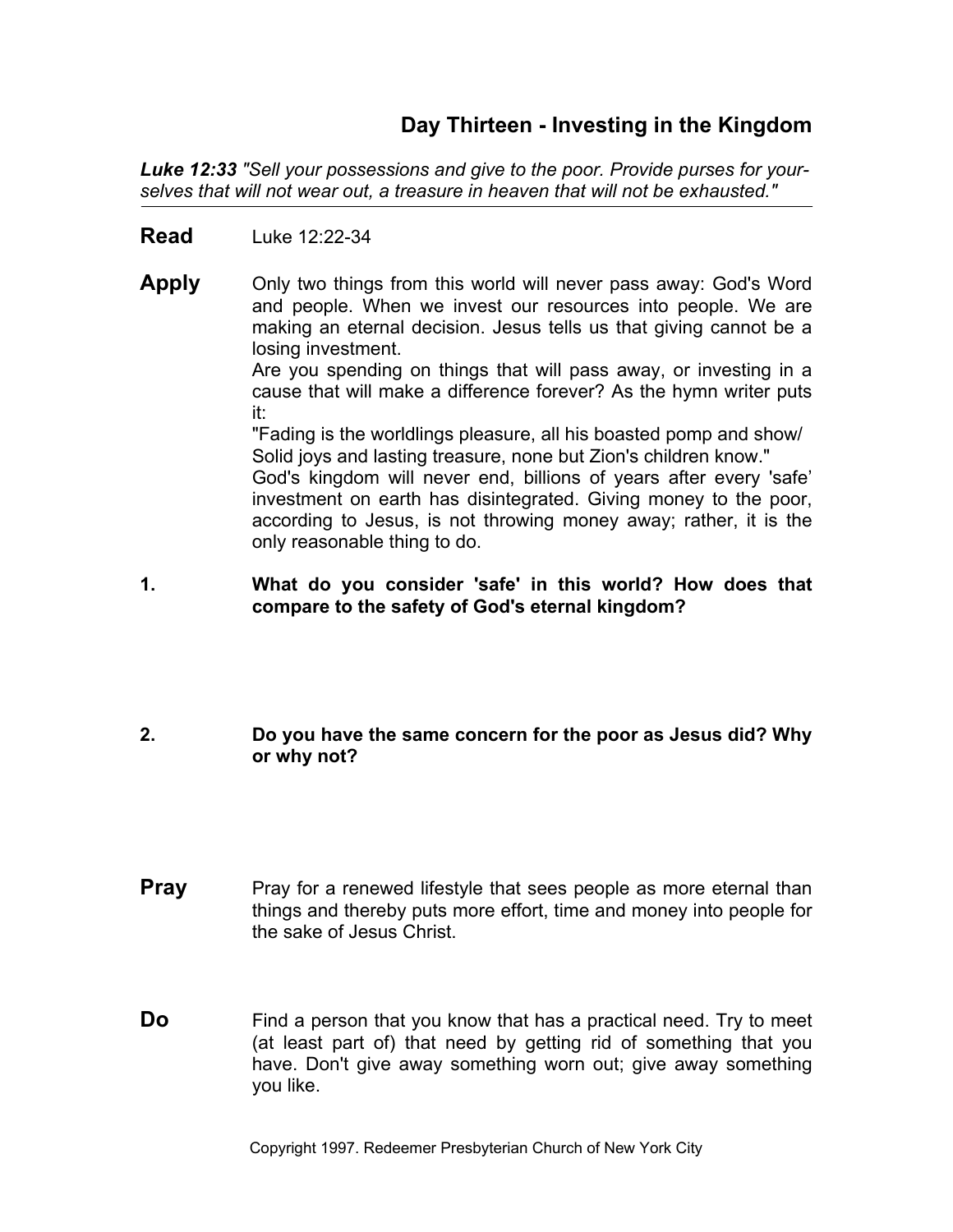## Day Thirteen - Investing in the Kingdom

***Luke 12:33*** *"Sell your possessions and give to the poor. Provide purses for yourselves that will not wear out, a treasure in heaven that will not be exhausted."*

---

**Read** Luke 12:22-34

**Apply** Only two things from this world will never pass away: God's Word and people. When we invest our resources into people. We are making an eternal decision. Jesus tells us that giving cannot be a losing investment.

Are you spending on things that will pass away, or investing in a cause that will make a difference forever? As the hymn writer puts it:

"Fading is the worldlings pleasure, all his boasted pomp and show/
Solid joys and lasting treasure, none but Zion's children know."

God's kingdom will never end, billions of years after every 'safe' investment on earth has disintegrated. Giving money to the poor, according to Jesus, is not throwing money away; rather, it is the only reasonable thing to do.

**1. What do you consider 'safe' in this world? How does that compare to the safety of God's eternal kingdom?**

**2. Do you have the same concern for the poor as Jesus did? Why or why not?**

**Pray** Pray for a renewed lifestyle that sees people as more eternal than things and thereby puts more effort, time and money into people for the sake of Jesus Christ.

**Do** Find a person that you know that has a practical need. Try to meet (at least part of) that need by getting rid of something that you have. Don't give away something worn out; give away something you like.

Copyright 1997. Redeemer Presbyterian Church of New York City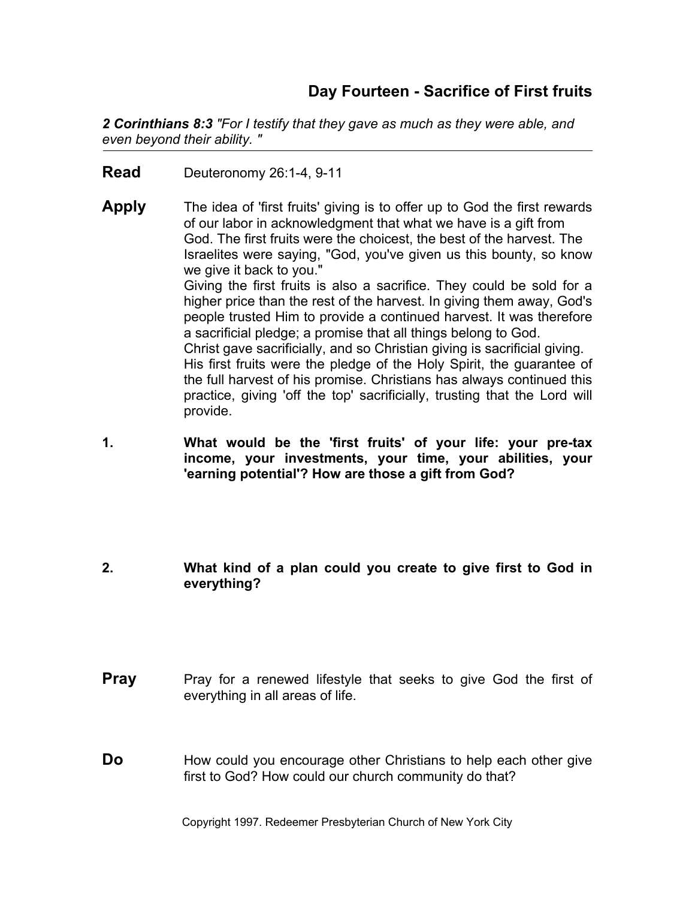## Day Fourteen - Sacrifice of First fruits

***2 Corinthians 8:3*** *"For I testify that they gave as much as they were able, and even beyond their ability. "*

---

**Read** Deuteronomy 26:1-4, 9-11

**Apply** The idea of 'first fruits' giving is to offer up to God the first rewards of our labor in acknowledgment that what we have is a gift from God. The first fruits were the choicest, the best of the harvest. The Israelites were saying, "God, you've given us this bounty, so know we give it back to you."
Giving the first fruits is also a sacrifice. They could be sold for a higher price than the rest of the harvest. In giving them away, God's people trusted Him to provide a continued harvest. It was therefore a sacrificial pledge; a promise that all things belong to God.
Christ gave sacrificially, and so Christian giving is sacrificial giving. His first fruits were the pledge of the Holy Spirit, the guarantee of the full harvest of his promise. Christians has always continued this practice, giving 'off the top' sacrificially, trusting that the Lord will provide.

1. **What would be the 'first fruits' of your life: your pre-tax income, your investments, your time, your abilities, your 'earning potential'? How are those a gift from God?**

2. **What kind of a plan could you create to give first to God in everything?**

**Pray** Pray for a renewed lifestyle that seeks to give God the first of everything in all areas of life.

**Do** How could you encourage other Christians to help each other give first to God? How could our church community do that?

Copyright 1997. Redeemer Presbyterian Church of New York City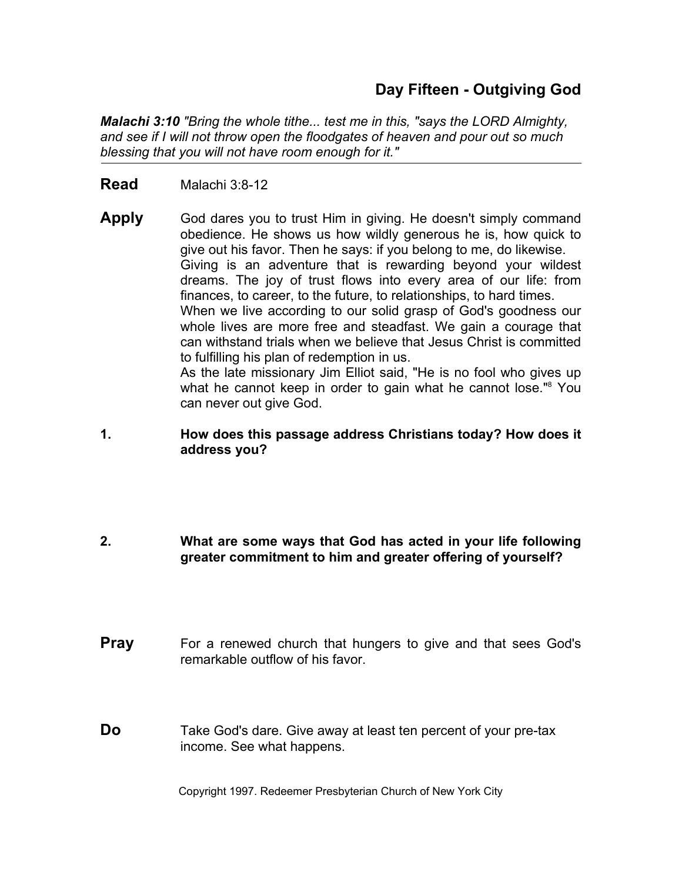## Day Fifteen - Outgiving God

***Malachi 3:10*** *"Bring the whole tithe... test me in this, "says the LORD Almighty, and see if I will not throw open the floodgates of heaven and pour out so much blessing that you will not have room enough for it."*

---

**Read** Malachi 3:8-12

**Apply** God dares you to trust Him in giving. He doesn't simply command obedience. He shows us how wildly generous he is, how quick to give out his favor. Then he says: if you belong to me, do likewise.
Giving is an adventure that is rewarding beyond your wildest dreams. The joy of trust flows into every area of our life: from finances, to career, to the future, to relationships, to hard times.
When we live according to our solid grasp of God's goodness our whole lives are more free and steadfast. We gain a courage that can withstand trials when we believe that Jesus Christ is committed to fulfilling his plan of redemption in us.
As the late missionary Jim Elliot said, "He is no fool who gives up what he cannot keep in order to gain what he cannot lose."[8] You can never out give God.

**1. How does this passage address Christians today? How does it address you?**

**2. What are some ways that God has acted in your life following greater commitment to him and greater offering of yourself?**

**Pray** For a renewed church that hungers to give and that sees God's remarkable outflow of his favor.

**Do** Take God's dare. Give away at least ten percent of your pre-tax income. See what happens.

Copyright 1997. Redeemer Presbyterian Church of New York City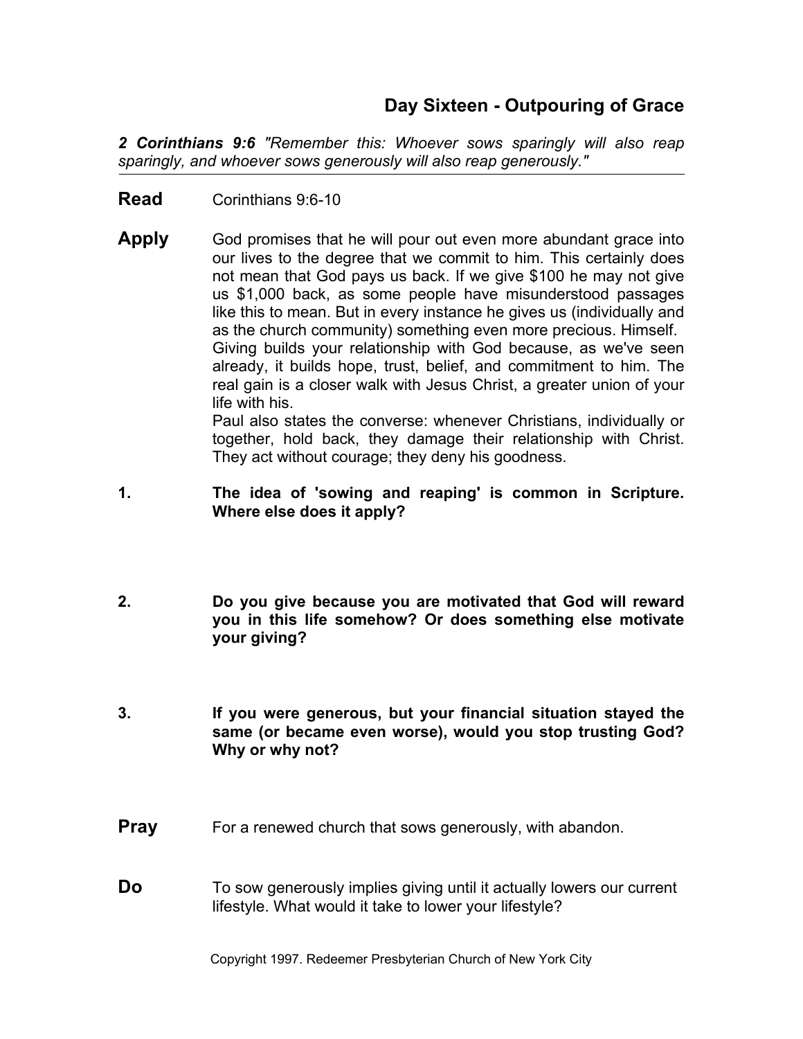## Day Sixteen - Outpouring of Grace

***2 Corinthians 9:6*** *"Remember this: Whoever sows sparingly will also reap sparingly, and whoever sows generously will also reap generously."*

---

**Read** Corinthians 9:6-10

**Apply** God promises that he will pour out even more abundant grace into our lives to the degree that we commit to him. This certainly does not mean that God pays us back. If we give $100 he may not give us $1,000 back, as some people have misunderstood passages like this to mean. But in every instance he gives us (individually and as the church community) something even more precious. Himself.
Giving builds your relationship with God because, as we've seen already, it builds hope, trust, belief, and commitment to him. The real gain is a closer walk with Jesus Christ, a greater union of your life with his.
Paul also states the converse: whenever Christians, individually or together, hold back, they damage their relationship with Christ. They act without courage; they deny his goodness.

1. **The idea of 'sowing and reaping' is common in Scripture. Where else does it apply?**

2. **Do you give because you are motivated that God will reward you in this life somehow? Or does something else motivate your giving?**

3. **If you were generous, but your financial situation stayed the same (or became even worse), would you stop trusting God? Why or why not?**

**Pray** For a renewed church that sows generously, with abandon.

**Do** To sow generously implies giving until it actually lowers our current lifestyle. What would it take to lower your lifestyle?

Copyright 1997. Redeemer Presbyterian Church of New York City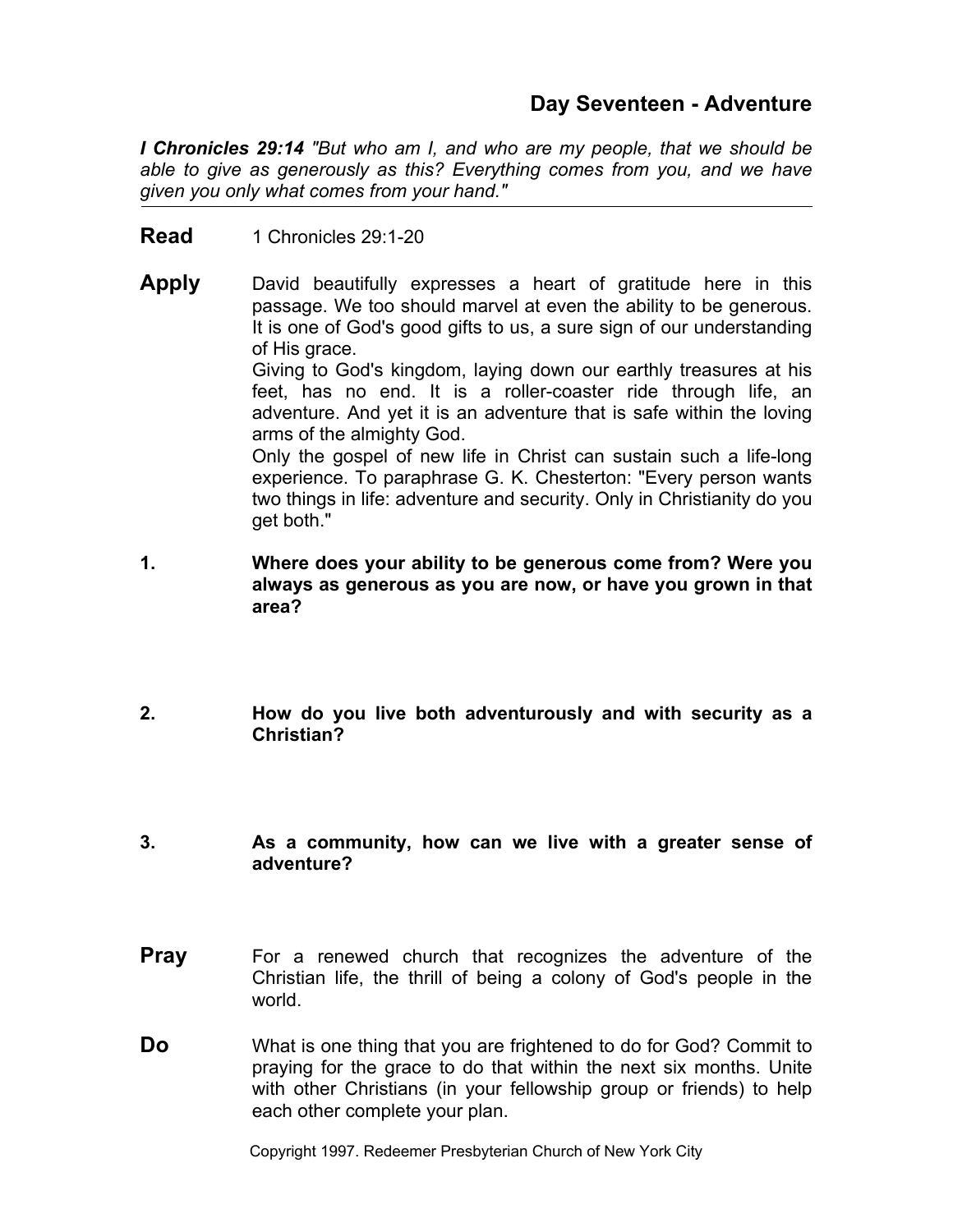## Day Seventeen - Adventure

***I Chronicles 29:14*** *"But who am I, and who are my people, that we should be able to give as generously as this? Everything comes from you, and we have given you only what comes from your hand."*

---

**Read** 1 Chronicles 29:1-20

**Apply** David beautifully expresses a heart of gratitude here in this passage. We too should marvel at even the ability to be generous. It is one of God's good gifts to us, a sure sign of our understanding of His grace.

Giving to God's kingdom, laying down our earthly treasures at his feet, has no end. It is a roller-coaster ride through life, an adventure. And yet it is an adventure that is safe within the loving arms of the almighty God.

Only the gospel of new life in Christ can sustain such a life-long experience. To paraphrase G. K. Chesterton: "Every person wants two things in life: adventure and security. Only in Christianity do you get both."

1. **Where does your ability to be generous come from? Were you always as generous as you are now, or have you grown in that area?**

2. **How do you live both adventurously and with security as a Christian?**

3. **As a community, how can we live with a greater sense of adventure?**

**Pray** For a renewed church that recognizes the adventure of the Christian life, the thrill of being a colony of God's people in the world.

**Do** What is one thing that you are frightened to do for God? Commit to praying for the grace to do that within the next six months. Unite with other Christians (in your fellowship group or friends) to help each other complete your plan.

Copyright 1997. Redeemer Presbyterian Church of New York City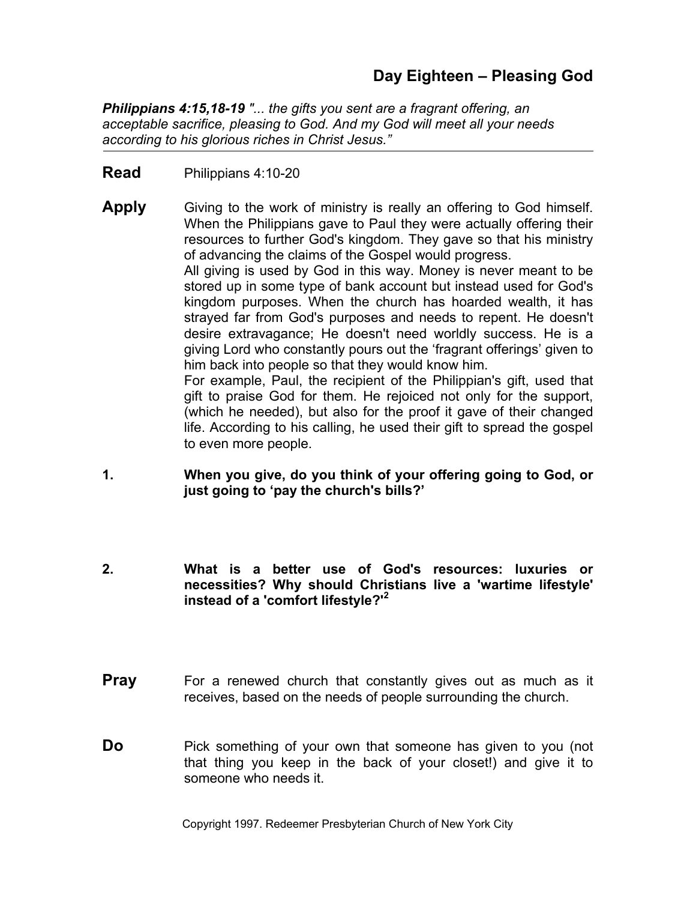## Day Eighteen – Pleasing God

***Philippians 4:15,18-19*** *"... the gifts you sent are a fragrant offering, an acceptable sacrifice, pleasing to God. And my God will meet all your needs according to his glorious riches in Christ Jesus."*

---

**Read** Philippians 4:10-20

**Apply** Giving to the work of ministry is really an offering to God himself. When the Philippians gave to Paul they were actually offering their resources to further God's kingdom. They gave so that his ministry of advancing the claims of the Gospel would progress.

All giving is used by God in this way. Money is never meant to be stored up in some type of bank account but instead used for God's kingdom purposes. When the church has hoarded wealth, it has strayed far from God's purposes and needs to repent. He doesn't desire extravagance; He doesn't need worldly success. He is a giving Lord who constantly pours out the 'fragrant offerings' given to him back into people so that they would know him.

For example, Paul, the recipient of the Philippian's gift, used that gift to praise God for them. He rejoiced not only for the support, (which he needed), but also for the proof it gave of their changed life. According to his calling, he used their gift to spread the gospel to even more people.

**1. When you give, do you think of your offering going to God, or just going to 'pay the church's bills?'**

**2. What is a better use of God's resources: luxuries or necessities? Why should Christians live a 'wartime lifestyle' instead of a 'comfort lifestyle?'[2]**

**Pray** For a renewed church that constantly gives out as much as it receives, based on the needs of people surrounding the church.

**Do** Pick something of your own that someone has given to you (not that thing you keep in the back of your closet!) and give it to someone who needs it.

Copyright 1997. Redeemer Presbyterian Church of New York City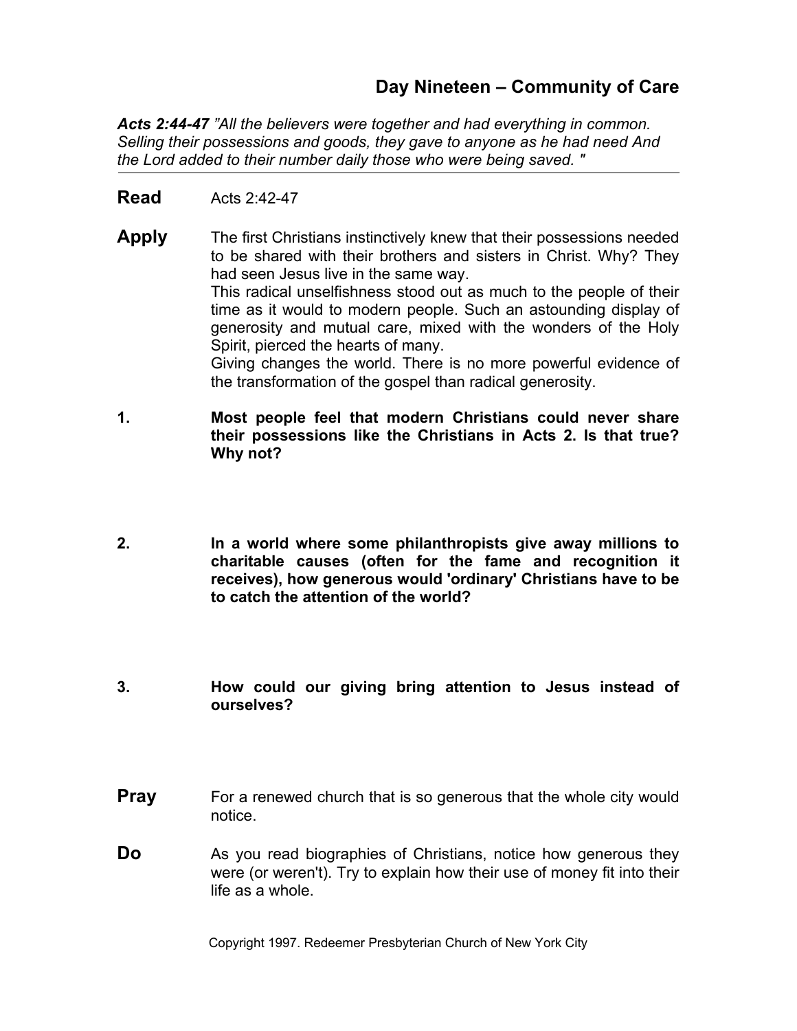## Day Nineteen – Community of Care

***Acts 2:44-47*** *"All the believers were together and had everything in common. Selling their possessions and goods, they gave to anyone as he had need And the Lord added to their number daily those who were being saved. "*

---

**Read** Acts 2:42-47

**Apply** The first Christians instinctively knew that their possessions needed to be shared with their brothers and sisters in Christ. Why? They had seen Jesus live in the same way.
This radical unselfishness stood out as much to the people of their time as it would to modern people. Such an astounding display of generosity and mutual care, mixed with the wonders of the Holy Spirit, pierced the hearts of many.
Giving changes the world. There is no more powerful evidence of the transformation of the gospel than radical generosity.

1. **Most people feel that modern Christians could never share their possessions like the Christians in Acts 2. Is that true? Why not?**

2. **In a world where some philanthropists give away millions to charitable causes (often for the fame and recognition it receives), how generous would 'ordinary' Christians have to be to catch the attention of the world?**

3. **How could our giving bring attention to Jesus instead of ourselves?**

**Pray** For a renewed church that is so generous that the whole city would notice.

**Do** As you read biographies of Christians, notice how generous they were (or weren't). Try to explain how their use of money fit into their life as a whole.

Copyright 1997. Redeemer Presbyterian Church of New York City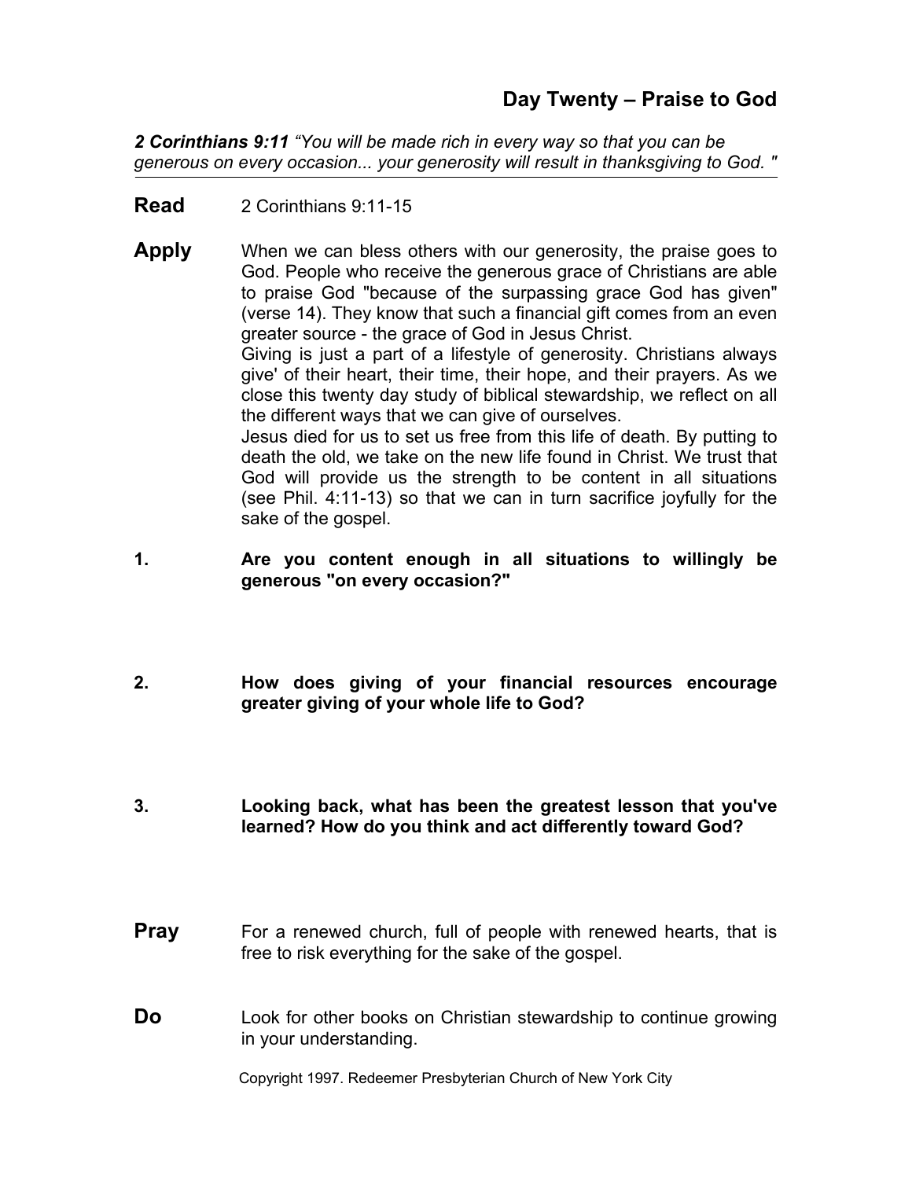## Day Twenty – Praise to God

***2 Corinthians 9:11*** *"You will be made rich in every way so that you can be generous on every occasion... your generosity will result in thanksgiving to God. "*

---

**Read** 2 Corinthians 9:11-15

**Apply** When we can bless others with our generosity, the praise goes to God. People who receive the generous grace of Christians are able to praise God "because of the surpassing grace God has given" (verse 14). They know that such a financial gift comes from an even greater source - the grace of God in Jesus Christ.

Giving is just a part of a lifestyle of generosity. Christians always give' of their heart, their time, their hope, and their prayers. As we close this twenty day study of biblical stewardship, we reflect on all the different ways that we can give of ourselves.

Jesus died for us to set us free from this life of death. By putting to death the old, we take on the new life found in Christ. We trust that God will provide us the strength to be content in all situations (see Phil. 4:11-13) so that we can in turn sacrifice joyfully for the sake of the gospel.

**1. Are you content enough in all situations to willingly be generous "on every occasion?"**

**2. How does giving of your financial resources encourage greater giving of your whole life to God?**

**3. Looking back, what has been the greatest lesson that you've learned? How do you think and act differently toward God?**

**Pray** For a renewed church, full of people with renewed hearts, that is free to risk everything for the sake of the gospel.

**Do** Look for other books on Christian stewardship to continue growing in your understanding.

Copyright 1997. Redeemer Presbyterian Church of New York City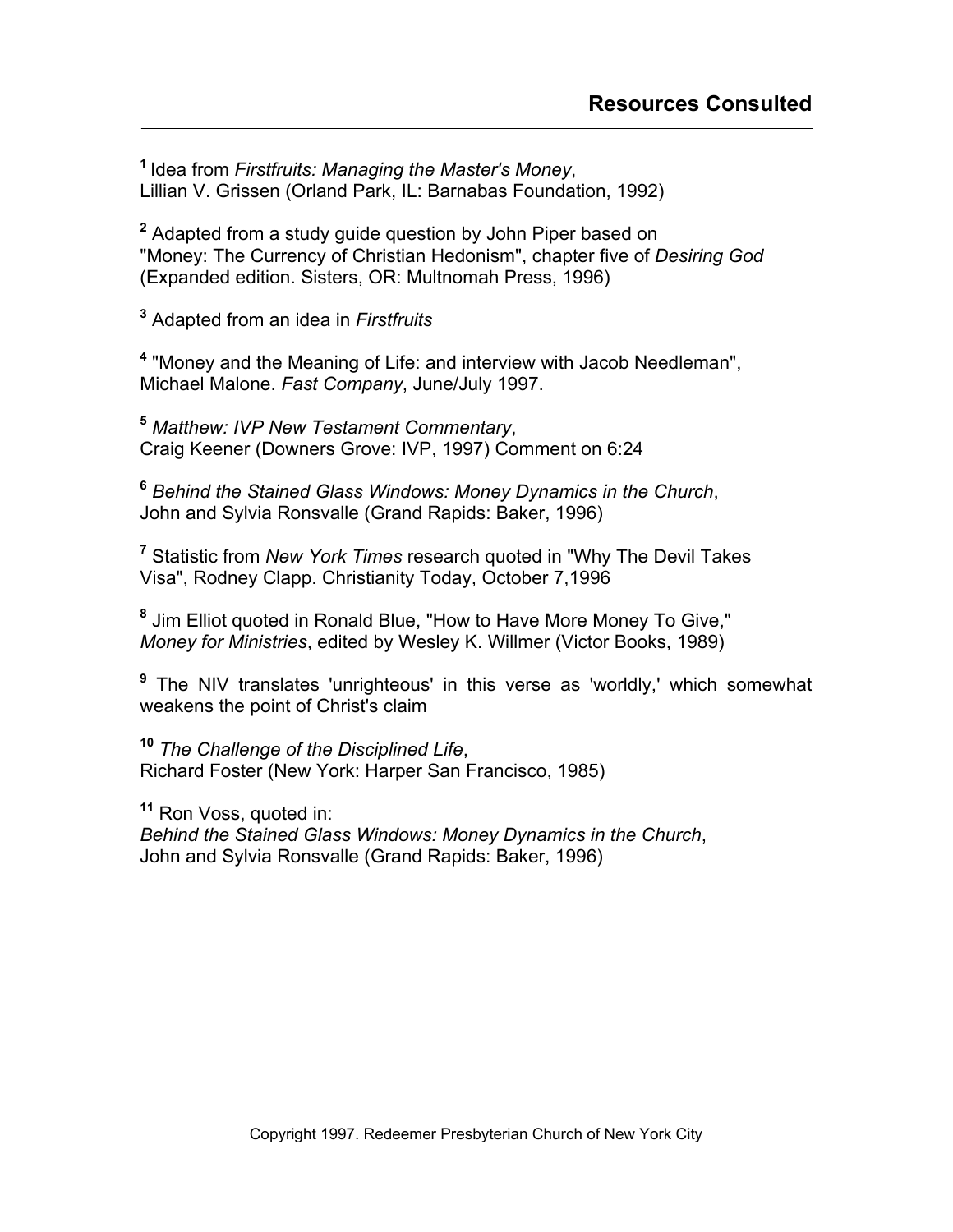## Resources Consulted

[1] Idea from *Firstfruits: Managing the Master's Money*,
Lillian V. Grissen (Orland Park, IL: Barnabas Foundation, 1992)

[2] Adapted from a study guide question by John Piper based on "Money: The Currency of Christian Hedonism", chapter five of *Desiring God* (Expanded edition. Sisters, OR: Multnomah Press, 1996)

[3] Adapted from an idea in *Firstfruits*

[4] "Money and the Meaning of Life: and interview with Jacob Needleman", Michael Malone. *Fast Company*, June/July 1997.

[5] *Matthew: IVP New Testament Commentary*,
Craig Keener (Downers Grove: IVP, 1997) Comment on 6:24

[6] *Behind the Stained Glass Windows: Money Dynamics in the Church*,
John and Sylvia Ronsvalle (Grand Rapids: Baker, 1996)

[7] Statistic from *New York Times* research quoted in "Why The Devil Takes Visa", Rodney Clapp. Christianity Today, October 7,1996

[8] Jim Elliot quoted in Ronald Blue, "How to Have More Money To Give," *Money for Ministries*, edited by Wesley K. Willmer (Victor Books, 1989)

[9] The NIV translates 'unrighteous' in this verse as 'worldly,' which somewhat weakens the point of Christ's claim

[10] *The Challenge of the Disciplined Life*,
Richard Foster (New York: Harper San Francisco, 1985)

[11] Ron Voss, quoted in:
*Behind the Stained Glass Windows: Money Dynamics in the Church*,
John and Sylvia Ronsvalle (Grand Rapids: Baker, 1996)

Copyright 1997. Redeemer Presbyterian Church of New York City